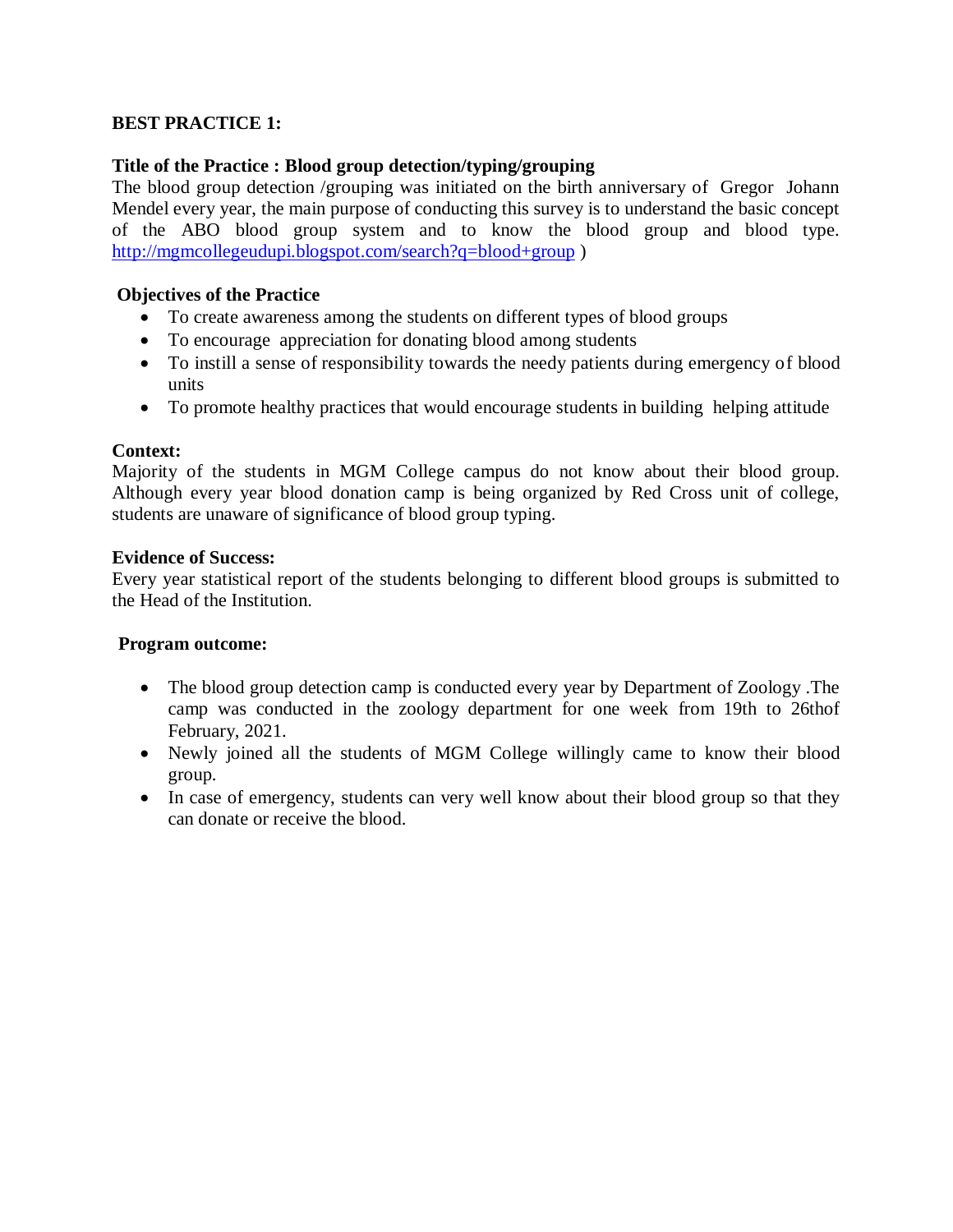**BEST PRACTICE 1:**

**Title of the Practice : Blood group detection/typing/grouping**

The blood group detection /grouping was initiated on the birth anniversary of Gregor Johann Mendel every year, the main purpose of conducting this survey is to understand the basic concept of the ABO blood group system and to know the blood group and blood type. http://mgmcollegeudupi.blogspot.com/search?q=blood+group )

**Objectives of the Practice**

- To create awareness among the students on different types of blood groups
- To encourage appreciation for donating blood among students
- To instill a sense of responsibility towards the needy patients during emergency of blood units
- To promote healthy practices that would encourage students in building helping attitude

**Context:**

Majority of the students in MGM College campus do not know about their blood group. Although every year blood donation camp is being organized by Red Cross unit of college, students are unaware of significance of blood group typing.

**Evidence of Success:**

Every year statistical report of the students belonging to different blood groups is submitted to the Head of the Institution.

**Program outcome:**

- The blood group detection camp is conducted every year by Department of Zoology .The camp was conducted in the zoology department for one week from 19th to 26thof February, 2021.
- Newly joined all the students of MGM College willingly came to know their blood group.
- In case of emergency, students can very well know about their blood group so that they can donate or receive the blood.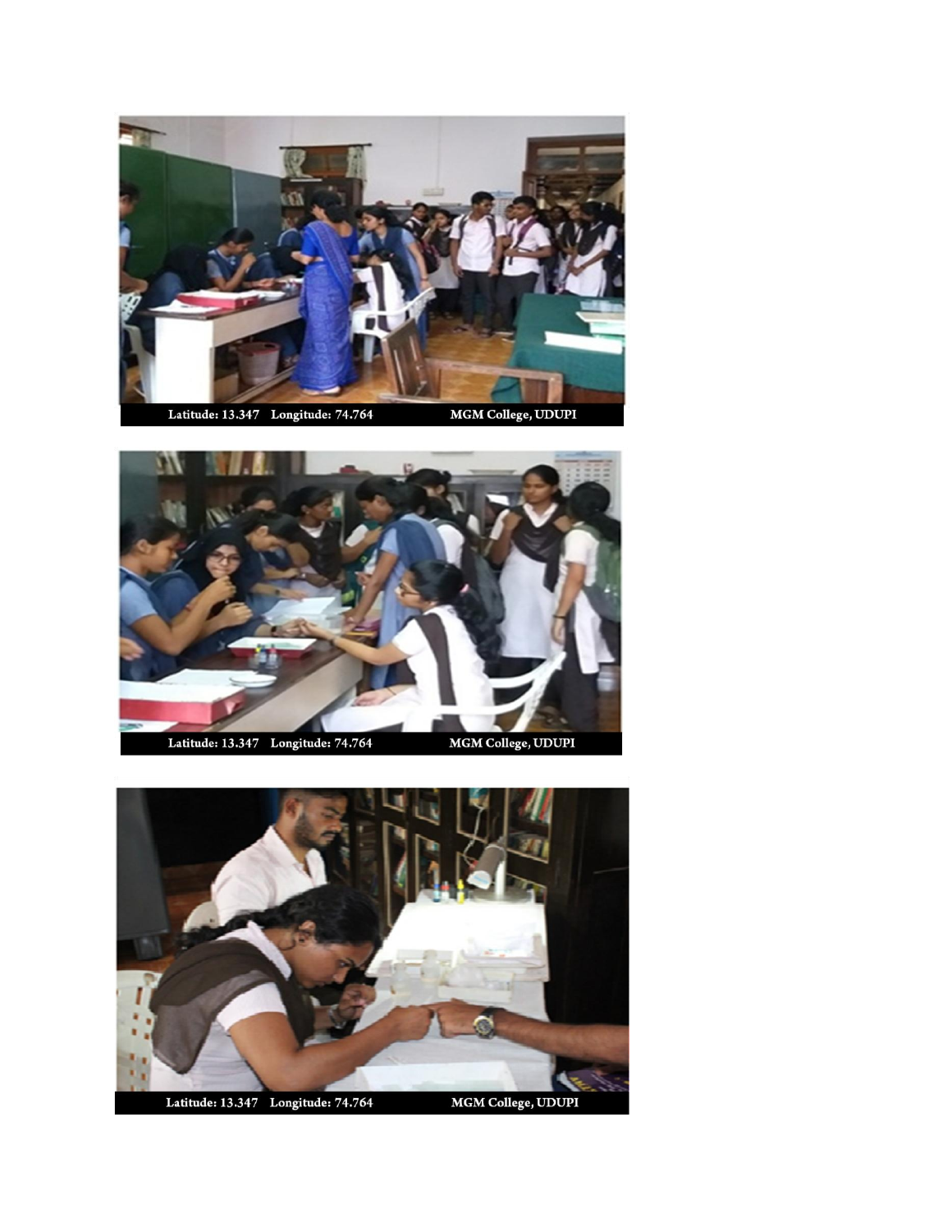Latitude: 13.347 Longitude: 74.764 MGM College, UDUPI

Latitude: 13.347 Longitude: 74.764 MGM College, UDUPI

Latitude: 13.347 Longitude: 74.764 MGM College, UDUPI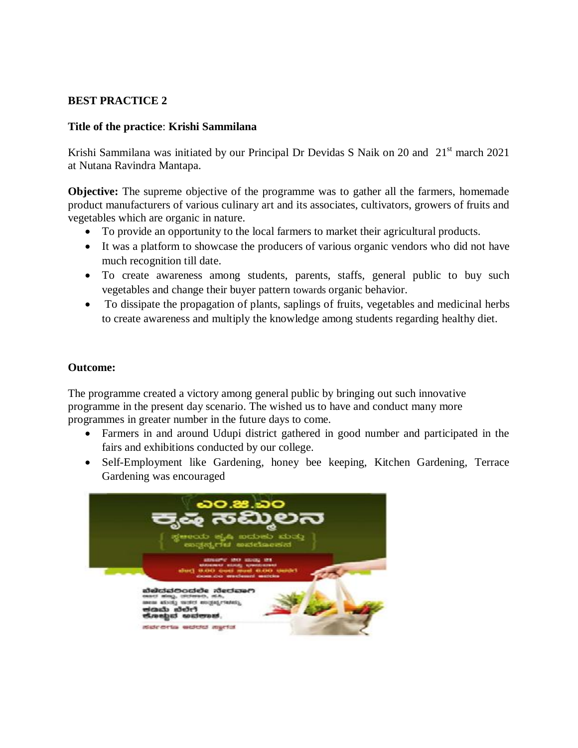**BEST PRACTICE 2**

**Title of the practice**: **Krishi Sammilana**

Krishi Sammilana was initiated by our Principal Dr Devidas S Naik on 20 and 21st march 2021 at Nutana Ravindra Mantapa.

**Objective:** The supreme objective of the programme was to gather all the farmers, homemade product manufacturers of various culinary art and its associates, cultivators, growers of fruits and vegetables which are organic in nature.

- To provide an opportunity to the local farmers to market their agricultural products.
- It was a platform to showcase the producers of various organic vendors who did not have much recognition till date.
- To create awareness among students, parents, staffs, general public to buy such vegetables and change their buyer pattern towards organic behavior.
- To dissipate the propagation of plants, saplings of fruits, vegetables and medicinal herbs to create awareness and multiply the knowledge among students regarding healthy diet.

**Outcome:**

The programme created a victory among general public by bringing out such innovative programme in the present day scenario. The wished us to have and conduct many more programmes in greater number in the future days to come.

- Farmers in and around Udupi district gathered in good number and participated in the fairs and exhibitions conducted by our college.
- Self-Employment like Gardening, honey bee keeping, Kitchen Gardening, Terrace Gardening was encouraged